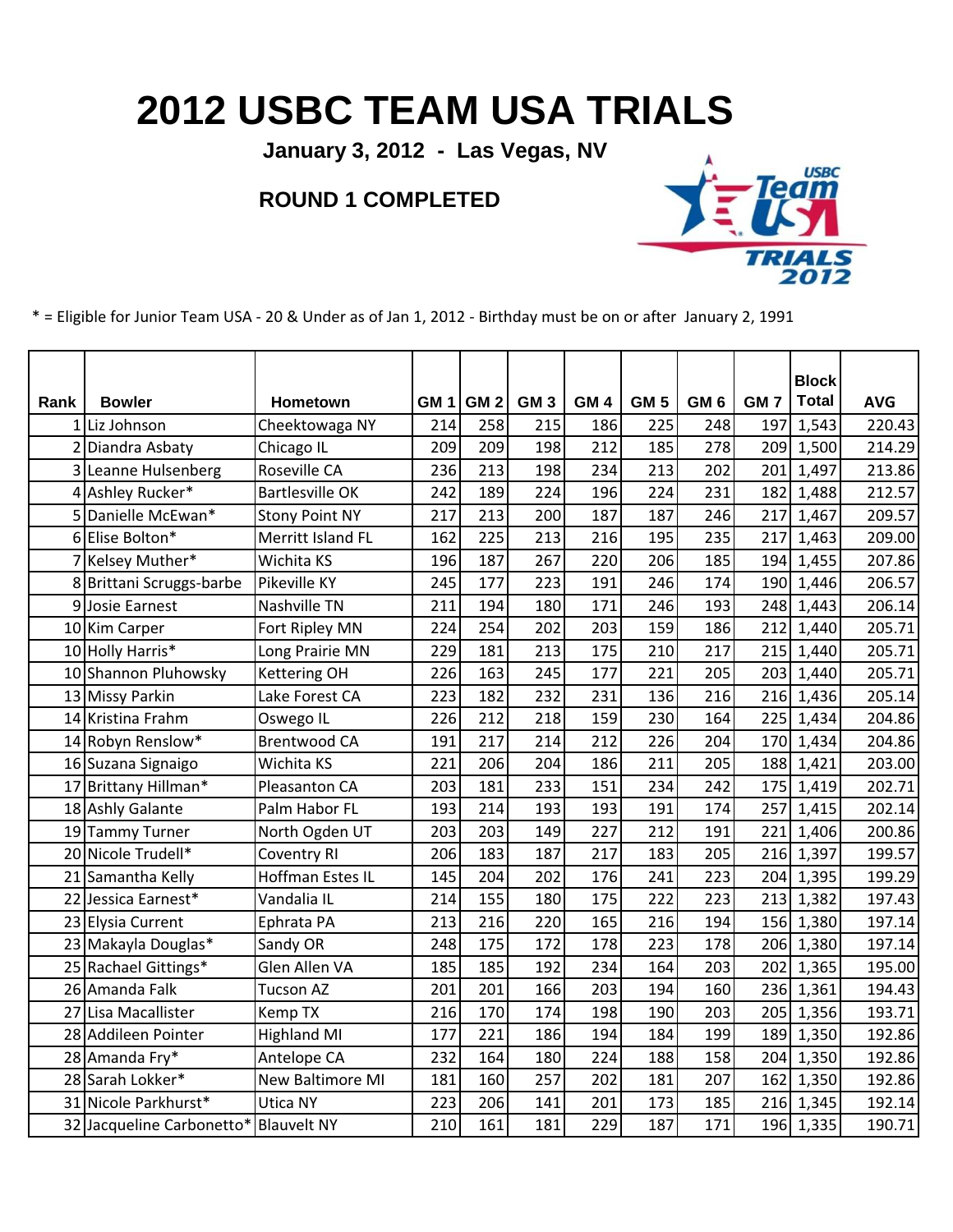# 2012 USBC TEAM USA TRIALS

**January 3, 2012 - Las Vegas, NV**

**ROUND 1 COMPLETED**

* = Eligible for Junior Team USA - 20 & Under as of Jan 1, 2012 - Birthday must be on or after January 2, 1991

| Rank | Bowler | Hometown | GM 1 | GM 2 | GM 3 | GM 4 | GM 5 | GM 6 | GM 7 | Block Total | AVG |
|---|---|---|---|---|---|---|---|---|---|---|---|
| 1 | Liz Johnson | Cheektowaga NY | 214 | 258 | 215 | 186 | 225 | 248 | 197 | 1,543 | 220.43 |
| 2 | Diandra Asbaty | Chicago IL | 209 | 209 | 198 | 212 | 185 | 278 | 209 | 1,500 | 214.29 |
| 3 | Leanne Hulsenberg | Roseville CA | 236 | 213 | 198 | 234 | 213 | 202 | 201 | 1,497 | 213.86 |
| 4 | Ashley Rucker* | Bartlesville OK | 242 | 189 | 224 | 196 | 224 | 231 | 182 | 1,488 | 212.57 |
| 5 | Danielle McEwan* | Stony Point NY | 217 | 213 | 200 | 187 | 187 | 246 | 217 | 1,467 | 209.57 |
| 6 | Elise Bolton* | Merritt Island FL | 162 | 225 | 213 | 216 | 195 | 235 | 217 | 1,463 | 209.00 |
| 7 | Kelsey Muther* | Wichita KS | 196 | 187 | 267 | 220 | 206 | 185 | 194 | 1,455 | 207.86 |
| 8 | Brittani Scruggs-barbe | Pikeville KY | 245 | 177 | 223 | 191 | 246 | 174 | 190 | 1,446 | 206.57 |
| 9 | Josie Earnest | Nashville TN | 211 | 194 | 180 | 171 | 246 | 193 | 248 | 1,443 | 206.14 |
| 10 | Kim Carper | Fort Ripley MN | 224 | 254 | 202 | 203 | 159 | 186 | 212 | 1,440 | 205.71 |
| 10 | Holly Harris* | Long Prairie MN | 229 | 181 | 213 | 175 | 210 | 217 | 215 | 1,440 | 205.71 |
| 10 | Shannon Pluhowsky | Kettering OH | 226 | 163 | 245 | 177 | 221 | 205 | 203 | 1,440 | 205.71 |
| 13 | Missy Parkin | Lake Forest CA | 223 | 182 | 232 | 231 | 136 | 216 | 216 | 1,436 | 205.14 |
| 14 | Kristina Frahm | Oswego IL | 226 | 212 | 218 | 159 | 230 | 164 | 225 | 1,434 | 204.86 |
| 14 | Robyn Renslow* | Brentwood CA | 191 | 217 | 214 | 212 | 226 | 204 | 170 | 1,434 | 204.86 |
| 16 | Suzana Signaigo | Wichita KS | 221 | 206 | 204 | 186 | 211 | 205 | 188 | 1,421 | 203.00 |
| 17 | Brittany Hillman* | Pleasanton CA | 203 | 181 | 233 | 151 | 234 | 242 | 175 | 1,419 | 202.71 |
| 18 | Ashly Galante | Palm Habor FL | 193 | 214 | 193 | 193 | 191 | 174 | 257 | 1,415 | 202.14 |
| 19 | Tammy Turner | North Ogden UT | 203 | 203 | 149 | 227 | 212 | 191 | 221 | 1,406 | 200.86 |
| 20 | Nicole Trudell* | Coventry RI | 206 | 183 | 187 | 217 | 183 | 205 | 216 | 1,397 | 199.57 |
| 21 | Samantha Kelly | Hoffman Estes IL | 145 | 204 | 202 | 176 | 241 | 223 | 204 | 1,395 | 199.29 |
| 22 | Jessica Earnest* | Vandalia IL | 214 | 155 | 180 | 175 | 222 | 223 | 213 | 1,382 | 197.43 |
| 23 | Elysia Current | Ephrata PA | 213 | 216 | 220 | 165 | 216 | 194 | 156 | 1,380 | 197.14 |
| 23 | Makayla Douglas* | Sandy OR | 248 | 175 | 172 | 178 | 223 | 178 | 206 | 1,380 | 197.14 |
| 25 | Rachael Gittings* | Glen Allen VA | 185 | 185 | 192 | 234 | 164 | 203 | 202 | 1,365 | 195.00 |
| 26 | Amanda Falk | Tucson AZ | 201 | 201 | 166 | 203 | 194 | 160 | 236 | 1,361 | 194.43 |
| 27 | Lisa Macallister | Kemp TX | 216 | 170 | 174 | 198 | 190 | 203 | 205 | 1,356 | 193.71 |
| 28 | Addileen Pointer | Highland MI | 177 | 221 | 186 | 194 | 184 | 199 | 189 | 1,350 | 192.86 |
| 28 | Amanda Fry* | Antelope CA | 232 | 164 | 180 | 224 | 188 | 158 | 204 | 1,350 | 192.86 |
| 28 | Sarah Lokker* | New Baltimore MI | 181 | 160 | 257 | 202 | 181 | 207 | 162 | 1,350 | 192.86 |
| 31 | Nicole Parkhurst* | Utica NY | 223 | 206 | 141 | 201 | 173 | 185 | 216 | 1,345 | 192.14 |
| 32 | Jacqueline Carbonetto* | Blauvelt NY | 210 | 161 | 181 | 229 | 187 | 171 | 196 | 1,335 | 190.71 |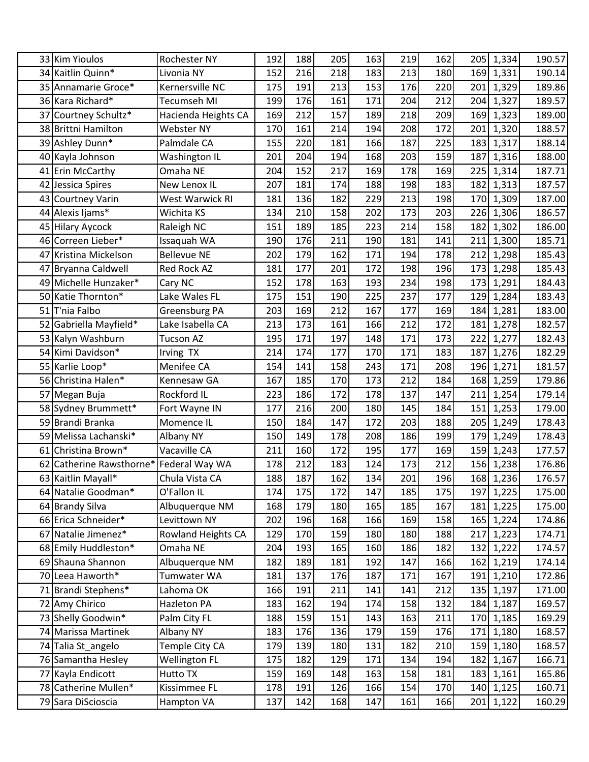| | | | | | | | | | | | |
|---|---|---|---|---|---|---|---|---|---|---|---|
| 33 | Kim Yioulos | Rochester NY | 192 | 188 | 205 | 163 | 219 | 162 | 205 | 1,334 | 190.57 |
| 34 | Kaitlin Quinn* | Livonia NY | 152 | 216 | 218 | 183 | 213 | 180 | 169 | 1,331 | 190.14 |
| 35 | Annamarie Groce* | Kernersville NC | 175 | 191 | 213 | 153 | 176 | 220 | 201 | 1,329 | 189.86 |
| 36 | Kara Richard* | Tecumseh MI | 199 | 176 | 161 | 171 | 204 | 212 | 204 | 1,327 | 189.57 |
| 37 | Courtney Schultz* | Hacienda Heights CA | 169 | 212 | 157 | 189 | 218 | 209 | 169 | 1,323 | 189.00 |
| 38 | Brittni Hamilton | Webster NY | 170 | 161 | 214 | 194 | 208 | 172 | 201 | 1,320 | 188.57 |
| 39 | Ashley Dunn* | Palmdale CA | 155 | 220 | 181 | 166 | 187 | 225 | 183 | 1,317 | 188.14 |
| 40 | Kayla Johnson | Washington IL | 201 | 204 | 194 | 168 | 203 | 159 | 187 | 1,316 | 188.00 |
| 41 | Erin McCarthy | Omaha NE | 204 | 152 | 217 | 169 | 178 | 169 | 225 | 1,314 | 187.71 |
| 42 | Jessica Spires | New Lenox IL | 207 | 181 | 174 | 188 | 198 | 183 | 182 | 1,313 | 187.57 |
| 43 | Courtney Varin | West Warwick RI | 181 | 136 | 182 | 229 | 213 | 198 | 170 | 1,309 | 187.00 |
| 44 | Alexis Ijams* | Wichita KS | 134 | 210 | 158 | 202 | 173 | 203 | 226 | 1,306 | 186.57 |
| 45 | Hilary Aycock | Raleigh NC | 151 | 189 | 185 | 223 | 214 | 158 | 182 | 1,302 | 186.00 |
| 46 | Correen Lieber* | Issaquah WA | 190 | 176 | 211 | 190 | 181 | 141 | 211 | 1,300 | 185.71 |
| 47 | Kristina Mickelson | Bellevue NE | 202 | 179 | 162 | 171 | 194 | 178 | 212 | 1,298 | 185.43 |
| 47 | Bryanna Caldwell | Red Rock AZ | 181 | 177 | 201 | 172 | 198 | 196 | 173 | 1,298 | 185.43 |
| 49 | Michelle Hunzaker* | Cary NC | 152 | 178 | 163 | 193 | 234 | 198 | 173 | 1,291 | 184.43 |
| 50 | Katie Thornton* | Lake Wales FL | 175 | 151 | 190 | 225 | 237 | 177 | 129 | 1,284 | 183.43 |
| 51 | T'nia Falbo | Greensburg PA | 203 | 169 | 212 | 167 | 177 | 169 | 184 | 1,281 | 183.00 |
| 52 | Gabriella Mayfield* | Lake Isabella CA | 213 | 173 | 161 | 166 | 212 | 172 | 181 | 1,278 | 182.57 |
| 53 | Kalyn Washburn | Tucson AZ | 195 | 171 | 197 | 148 | 171 | 173 | 222 | 1,277 | 182.43 |
| 54 | Kimi Davidson* | Irving TX | 214 | 174 | 177 | 170 | 171 | 183 | 187 | 1,276 | 182.29 |
| 55 | Karlie Loop* | Menifee CA | 154 | 141 | 158 | 243 | 171 | 208 | 196 | 1,271 | 181.57 |
| 56 | Christina Halen* | Kennesaw GA | 167 | 185 | 170 | 173 | 212 | 184 | 168 | 1,259 | 179.86 |
| 57 | Megan Buja | Rockford IL | 223 | 186 | 172 | 178 | 137 | 147 | 211 | 1,254 | 179.14 |
| 58 | Sydney Brummett* | Fort Wayne IN | 177 | 216 | 200 | 180 | 145 | 184 | 151 | 1,253 | 179.00 |
| 59 | Brandi Branka | Momence IL | 150 | 184 | 147 | 172 | 203 | 188 | 205 | 1,249 | 178.43 |
| 59 | Melissa Lachanski* | Albany NY | 150 | 149 | 178 | 208 | 186 | 199 | 179 | 1,249 | 178.43 |
| 61 | Christina Brown* | Vacaville CA | 211 | 160 | 172 | 195 | 177 | 169 | 159 | 1,243 | 177.57 |
| 62 | Catherine Rawsthorne* | Federal Way WA | 178 | 212 | 183 | 124 | 173 | 212 | 156 | 1,238 | 176.86 |
| 63 | Kaitlin Mayall* | Chula Vista CA | 188 | 187 | 162 | 134 | 201 | 196 | 168 | 1,236 | 176.57 |
| 64 | Natalie Goodman* | O'Fallon IL | 174 | 175 | 172 | 147 | 185 | 175 | 197 | 1,225 | 175.00 |
| 64 | Brandy Silva | Albuquerque NM | 168 | 179 | 180 | 165 | 185 | 167 | 181 | 1,225 | 175.00 |
| 66 | Erica Schneider* | Levittown NY | 202 | 196 | 168 | 166 | 169 | 158 | 165 | 1,224 | 174.86 |
| 67 | Natalie Jimenez* | Rowland Heights CA | 129 | 170 | 159 | 180 | 180 | 188 | 217 | 1,223 | 174.71 |
| 68 | Emily Huddleston* | Omaha NE | 204 | 193 | 165 | 160 | 186 | 182 | 132 | 1,222 | 174.57 |
| 69 | Shauna Shannon | Albuquerque NM | 182 | 189 | 181 | 192 | 147 | 166 | 162 | 1,219 | 174.14 |
| 70 | Leea Haworth* | Tumwater WA | 181 | 137 | 176 | 187 | 171 | 167 | 191 | 1,210 | 172.86 |
| 71 | Brandi Stephens* | Lahoma OK | 166 | 191 | 211 | 141 | 141 | 212 | 135 | 1,197 | 171.00 |
| 72 | Amy Chirico | Hazleton PA | 183 | 162 | 194 | 174 | 158 | 132 | 184 | 1,187 | 169.57 |
| 73 | Shelly Goodwin* | Palm City FL | 188 | 159 | 151 | 143 | 163 | 211 | 170 | 1,185 | 169.29 |
| 74 | Marissa Martinek | Albany NY | 183 | 176 | 136 | 179 | 159 | 176 | 171 | 1,180 | 168.57 |
| 74 | Talia St_angelo | Temple City CA | 179 | 139 | 180 | 131 | 182 | 210 | 159 | 1,180 | 168.57 |
| 76 | Samantha Hesley | Wellington FL | 175 | 182 | 129 | 171 | 134 | 194 | 182 | 1,167 | 166.71 |
| 77 | Kayla Endicott | Hutto TX | 159 | 169 | 148 | 163 | 158 | 181 | 183 | 1,161 | 165.86 |
| 78 | Catherine Mullen* | Kissimmee FL | 178 | 191 | 126 | 166 | 154 | 170 | 140 | 1,125 | 160.71 |
| 79 | Sara DiScioscia | Hampton VA | 137 | 142 | 168 | 147 | 161 | 166 | 201 | 1,122 | 160.29 |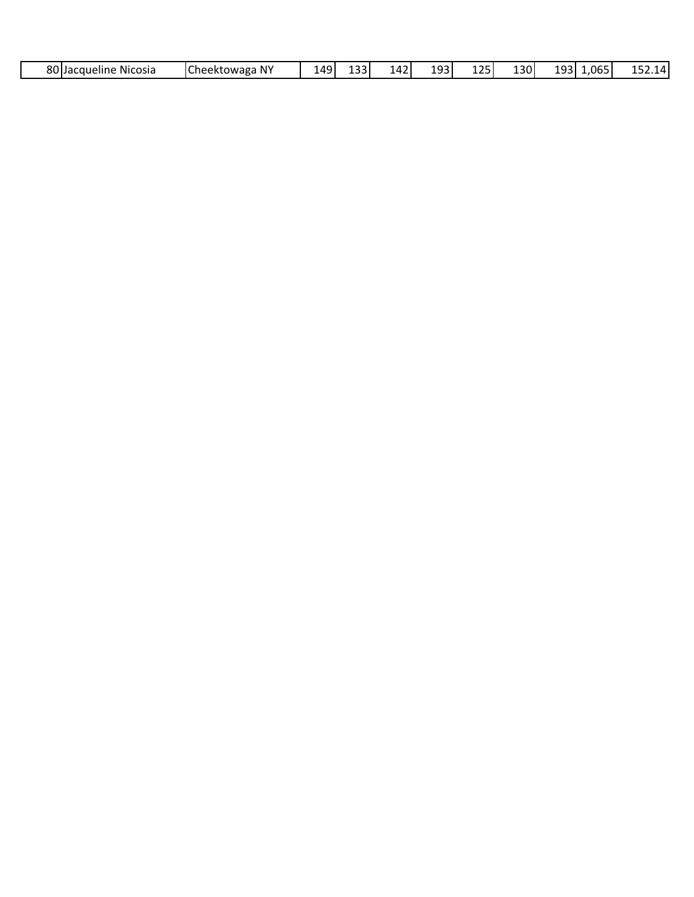| | | | | | | | | | | | |
|---|---|---|---|---|---|---|---|---|---|---|---|
| 80 | Jacqueline Nicosia | Cheektowaga NY | 149 | 133 | 142 | 193 | 125 | 130 | 193 | 1,065 | 152.14 |